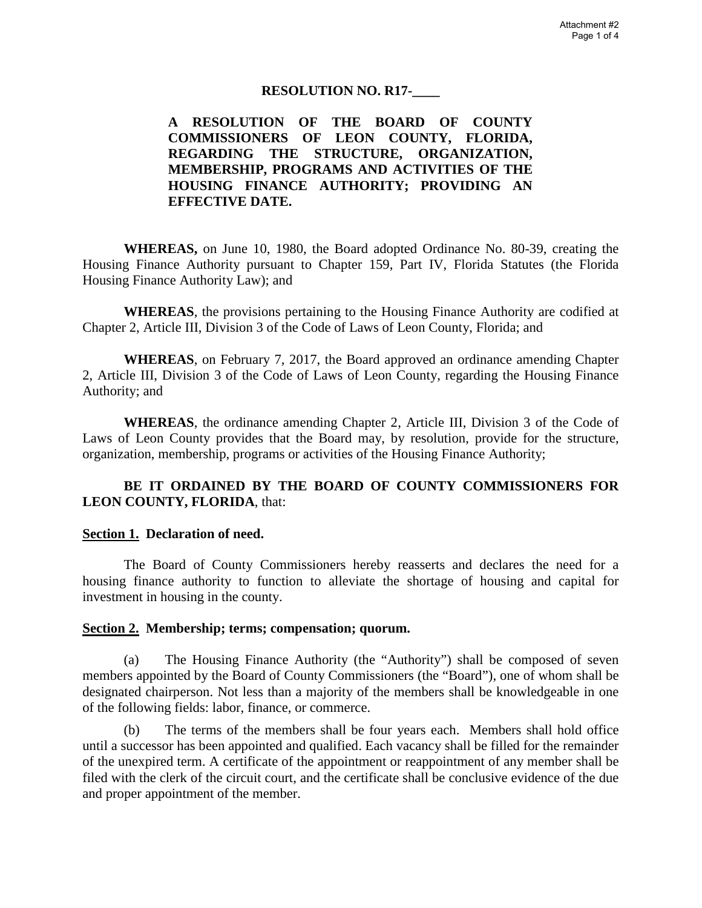**RESOLUTION NO. R17-\_\_\_\_**

**A RESOLUTION OF THE BOARD OF COUNTY COMMISSIONERS OF LEON COUNTY, FLORIDA, REGARDING THE STRUCTURE, ORGANIZATION, MEMBERSHIP, PROGRAMS AND ACTIVITIES OF THE HOUSING FINANCE AUTHORITY; PROVIDING AN EFFECTIVE DATE.**

**WHEREAS,** on June 10, 1980, the Board adopted Ordinance No. 80-39, creating the Housing Finance Authority pursuant to Chapter 159, Part IV, Florida Statutes (the Florida Housing Finance Authority Law); and

**WHEREAS**, the provisions pertaining to the Housing Finance Authority are codified at Chapter 2, Article III, Division 3 of the Code of Laws of Leon County, Florida; and

**WHEREAS**, on February 7, 2017, the Board approved an ordinance amending Chapter 2, Article III, Division 3 of the Code of Laws of Leon County, regarding the Housing Finance Authority; and

**WHEREAS**, the ordinance amending Chapter 2, Article III, Division 3 of the Code of Laws of Leon County provides that the Board may, by resolution, provide for the structure, organization, membership, programs or activities of the Housing Finance Authority;

**BE IT ORDAINED BY THE BOARD OF COUNTY COMMISSIONERS FOR LEON COUNTY, FLORIDA**, that:

**<u>Section 1.</u> Declaration of need.**

The Board of County Commissioners hereby reasserts and declares the need for a housing finance authority to function to alleviate the shortage of housing and capital for investment in housing in the county.

**<u>Section 2.</u> Membership; terms; compensation; quorum.**

(a) The Housing Finance Authority (the "Authority") shall be composed of seven members appointed by the Board of County Commissioners (the "Board"), one of whom shall be designated chairperson. Not less than a majority of the members shall be knowledgeable in one of the following fields: labor, finance, or commerce.

(b) The terms of the members shall be four years each. Members shall hold office until a successor has been appointed and qualified. Each vacancy shall be filled for the remainder of the unexpired term. A certificate of the appointment or reappointment of any member shall be filed with the clerk of the circuit court, and the certificate shall be conclusive evidence of the due and proper appointment of the member.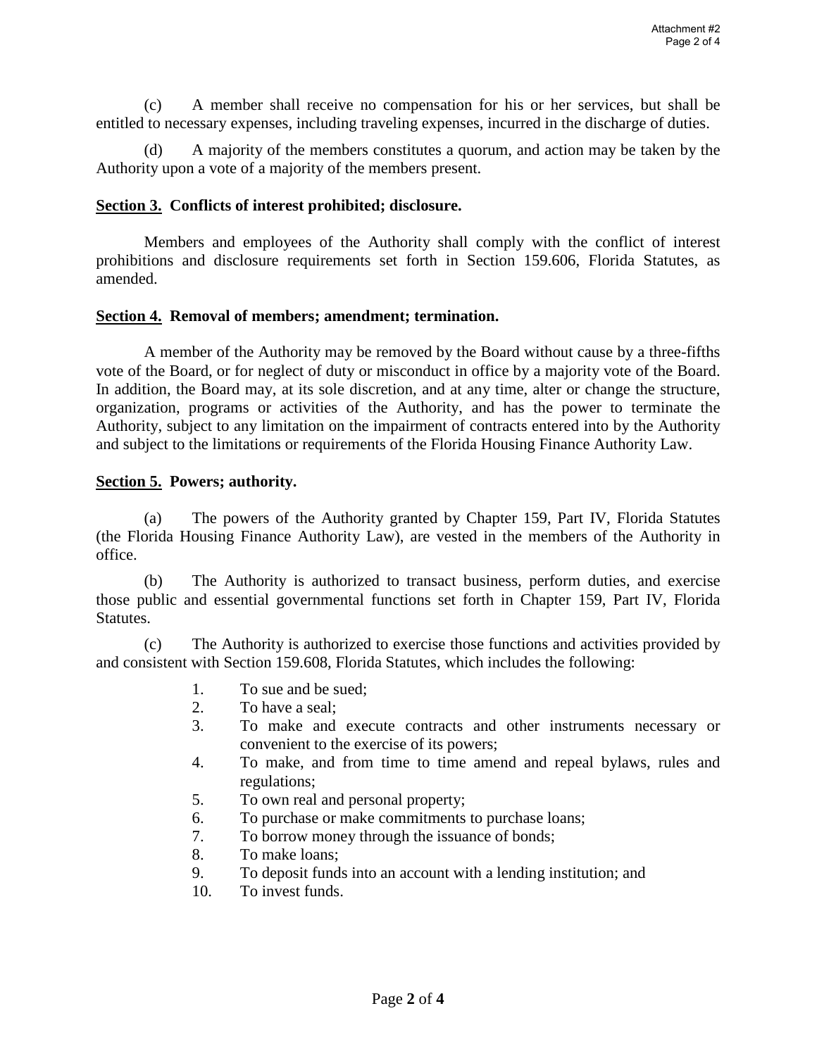(c) A member shall receive no compensation for his or her services, but shall be entitled to necessary expenses, including traveling expenses, incurred in the discharge of duties.

(d) A majority of the members constitutes a quorum, and action may be taken by the Authority upon a vote of a majority of the members present.

**Section 3. Conflicts of interest prohibited; disclosure.**

Members and employees of the Authority shall comply with the conflict of interest prohibitions and disclosure requirements set forth in Section 159.606, Florida Statutes, as amended.

**Section 4. Removal of members; amendment; termination.**

A member of the Authority may be removed by the Board without cause by a three-fifths vote of the Board, or for neglect of duty or misconduct in office by a majority vote of the Board. In addition, the Board may, at its sole discretion, and at any time, alter or change the structure, organization, programs or activities of the Authority, and has the power to terminate the Authority, subject to any limitation on the impairment of contracts entered into by the Authority and subject to the limitations or requirements of the Florida Housing Finance Authority Law.

**Section 5. Powers; authority.**

(a) The powers of the Authority granted by Chapter 159, Part IV, Florida Statutes (the Florida Housing Finance Authority Law), are vested in the members of the Authority in office.

(b) The Authority is authorized to transact business, perform duties, and exercise those public and essential governmental functions set forth in Chapter 159, Part IV, Florida Statutes.

(c) The Authority is authorized to exercise those functions and activities provided by and consistent with Section 159.608, Florida Statutes, which includes the following:

1. To sue and be sued;
2. To have a seal;
3. To make and execute contracts and other instruments necessary or convenient to the exercise of its powers;
4. To make, and from time to time amend and repeal bylaws, rules and regulations;
5. To own real and personal property;
6. To purchase or make commitments to purchase loans;
7. To borrow money through the issuance of bonds;
8. To make loans;
9. To deposit funds into an account with a lending institution; and
10. To invest funds.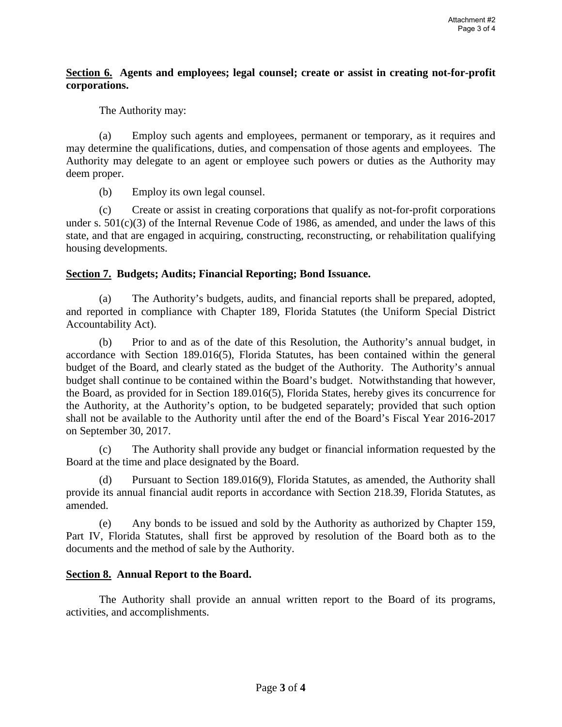**Section 6. Agents and employees; legal counsel; create or assist in creating not-for-profit corporations.**

The Authority may:

(a) Employ such agents and employees, permanent or temporary, as it requires and may determine the qualifications, duties, and compensation of those agents and employees. The Authority may delegate to an agent or employee such powers or duties as the Authority may deem proper.

(b) Employ its own legal counsel.

(c) Create or assist in creating corporations that qualify as not-for-profit corporations under s. 501(c)(3) of the Internal Revenue Code of 1986, as amended, and under the laws of this state, and that are engaged in acquiring, constructing, reconstructing, or rehabilitation qualifying housing developments.

**Section 7. Budgets; Audits; Financial Reporting; Bond Issuance.**

(a) The Authority's budgets, audits, and financial reports shall be prepared, adopted, and reported in compliance with Chapter 189, Florida Statutes (the Uniform Special District Accountability Act).

(b) Prior to and as of the date of this Resolution, the Authority's annual budget, in accordance with Section 189.016(5), Florida Statutes, has been contained within the general budget of the Board, and clearly stated as the budget of the Authority. The Authority's annual budget shall continue to be contained within the Board's budget. Notwithstanding that however, the Board, as provided for in Section 189.016(5), Florida States, hereby gives its concurrence for the Authority, at the Authority's option, to be budgeted separately; provided that such option shall not be available to the Authority until after the end of the Board's Fiscal Year 2016-2017 on September 30, 2017.

(c) The Authority shall provide any budget or financial information requested by the Board at the time and place designated by the Board.

(d) Pursuant to Section 189.016(9), Florida Statutes, as amended, the Authority shall provide its annual financial audit reports in accordance with Section 218.39, Florida Statutes, as amended.

(e) Any bonds to be issued and sold by the Authority as authorized by Chapter 159, Part IV, Florida Statutes, shall first be approved by resolution of the Board both as to the documents and the method of sale by the Authority.

**Section 8. Annual Report to the Board.**

The Authority shall provide an annual written report to the Board of its programs, activities, and accomplishments.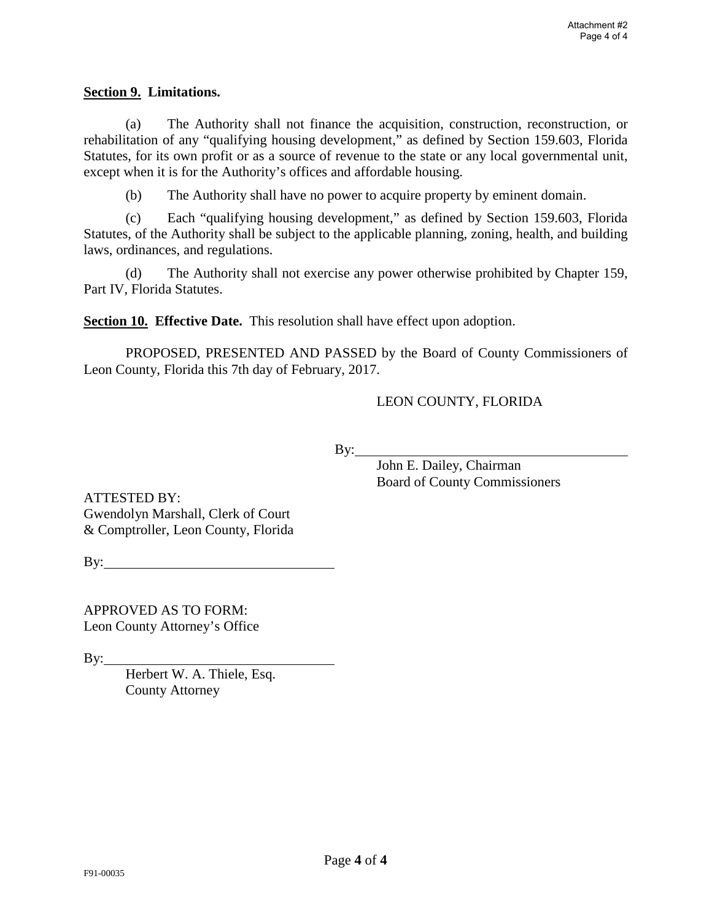**Section 9. Limitations.**

(a) The Authority shall not finance the acquisition, construction, reconstruction, or rehabilitation of any "qualifying housing development," as defined by Section 159.603, Florida Statutes, for its own profit or as a source of revenue to the state or any local governmental unit, except when it is for the Authority's offices and affordable housing.

(b) The Authority shall have no power to acquire property by eminent domain.

(c) Each "qualifying housing development," as defined by Section 159.603, Florida Statutes, of the Authority shall be subject to the applicable planning, zoning, health, and building laws, ordinances, and regulations.

(d) The Authority shall not exercise any power otherwise prohibited by Chapter 159, Part IV, Florida Statutes.

**Section 10. Effective Date.** This resolution shall have effect upon adoption.

PROPOSED, PRESENTED AND PASSED by the Board of County Commissioners of Leon County, Florida this 7th day of February, 2017.

LEON COUNTY, FLORIDA

By: ______________________________

John E. Dailey, Chairman
Board of County Commissioners

ATTESTED BY:
Gwendolyn Marshall, Clerk of Court
& Comptroller, Leon County, Florida

By: ______________________________

APPROVED AS TO FORM:
Leon County Attorney's Office

By: ______________________________

Herbert W. A. Thiele, Esq.
County Attorney

F91-00035